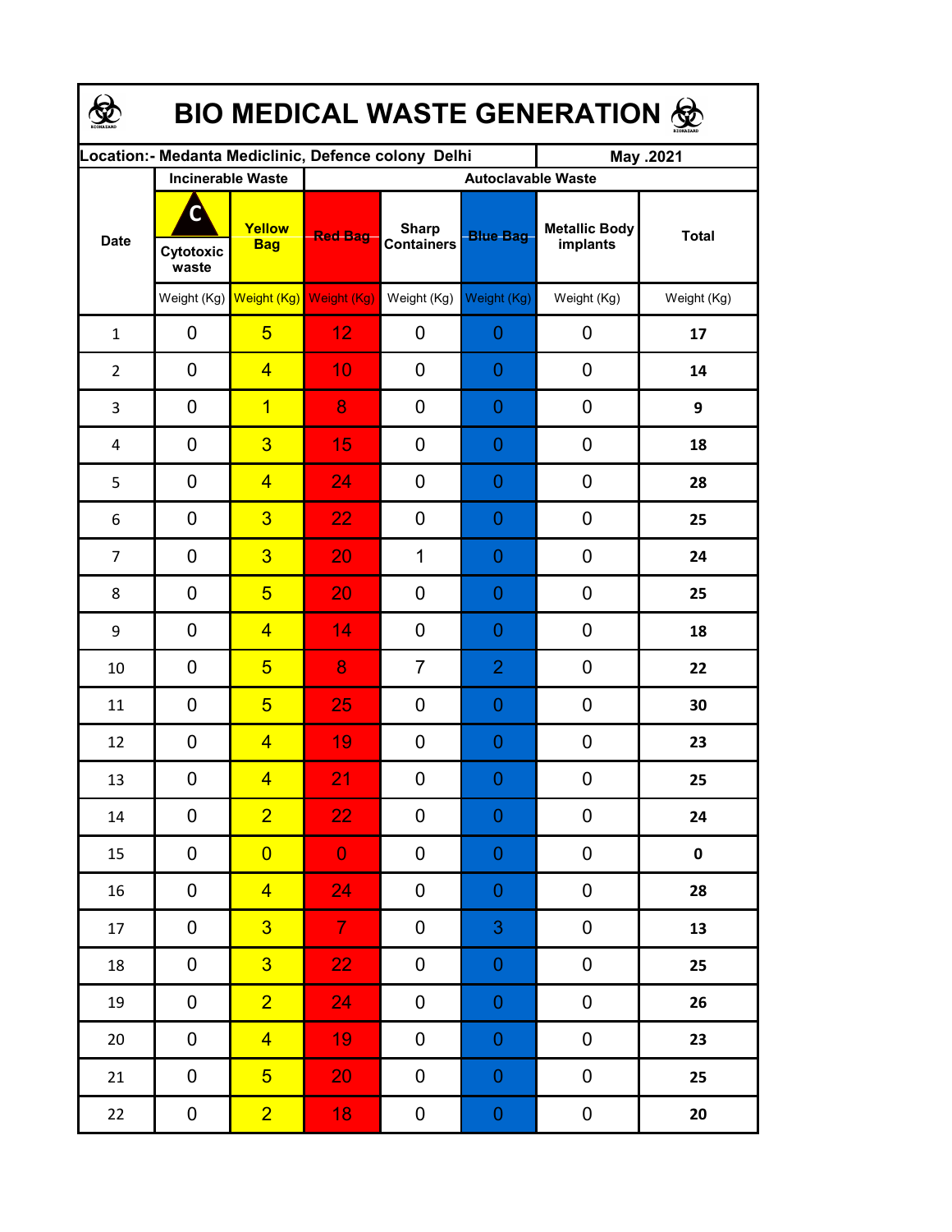# BIO MEDICAL WASTE GENERATION

| Location:- Medanta Mediclinic, Defence colony Delhi | | | | | | | May .2021 |
|---|---|---|---|---|---|---|---|
| Date | Incinerable Waste | | Autoclavable Waste | | | | |
| | Cytotoxic waste | Yellow Bag | Red Bag | Sharp Containers | Blue Bag | Metallic Body implants | Total |
| | Weight (Kg) | Weight (Kg) | Weight (Kg) | Weight (Kg) | Weight (Kg) | Weight (Kg) | Weight (Kg) |
| 1 | 0 | 5 | 12 | 0 | 0 | 0 | **17** |
| 2 | 0 | 4 | 10 | 0 | 0 | 0 | **14** |
| 3 | 0 | 1 | 8 | 0 | 0 | 0 | **9** |
| 4 | 0 | 3 | 15 | 0 | 0 | 0 | **18** |
| 5 | 0 | 4 | 24 | 0 | 0 | 0 | **28** |
| 6 | 0 | 3 | 22 | 0 | 0 | 0 | **25** |
| 7 | 0 | 3 | 20 | 1 | 0 | 0 | **24** |
| 8 | 0 | 5 | 20 | 0 | 0 | 0 | **25** |
| 9 | 0 | 4 | 14 | 0 | 0 | 0 | **18** |
| 10 | 0 | 5 | 8 | 7 | 2 | 0 | **22** |
| 11 | 0 | 5 | 25 | 0 | 0 | 0 | **30** |
| 12 | 0 | 4 | 19 | 0 | 0 | 0 | **23** |
| 13 | 0 | 4 | 21 | 0 | 0 | 0 | **25** |
| 14 | 0 | 2 | 22 | 0 | 0 | 0 | **24** |
| 15 | 0 | 0 | 0 | 0 | 0 | 0 | **0** |
| 16 | 0 | 4 | 24 | 0 | 0 | 0 | **28** |
| 17 | 0 | 3 | 7 | 0 | 3 | 0 | **13** |
| 18 | 0 | 3 | 22 | 0 | 0 | 0 | **25** |
| 19 | 0 | 2 | 24 | 0 | 0 | 0 | **26** |
| 20 | 0 | 4 | 19 | 0 | 0 | 0 | **23** |
| 21 | 0 | 5 | 20 | 0 | 0 | 0 | **25** |
| 22 | 0 | 2 | 18 | 0 | 0 | 0 | **20** |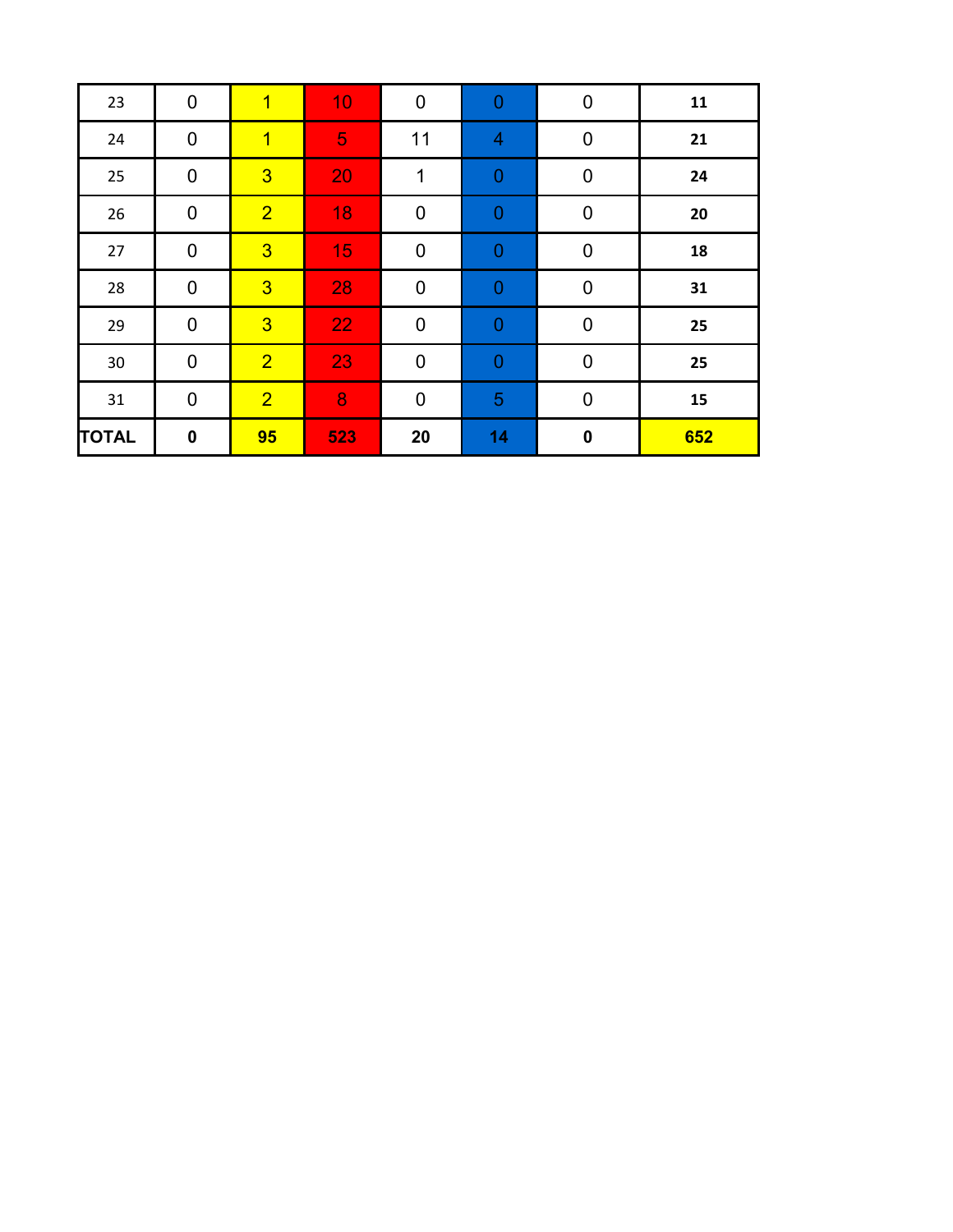| | | | | | | | |
|---|---|---|---|---|---|---|---|
| 23 | 0 | 1 | 10 | 0 | 0 | 0 | **11** |
| 24 | 0 | 1 | 5 | 11 | 4 | 0 | **21** |
| 25 | 0 | 3 | 20 | 1 | 0 | 0 | **24** |
| 26 | 0 | 2 | 18 | 0 | 0 | 0 | **20** |
| 27 | 0 | 3 | 15 | 0 | 0 | 0 | **18** |
| 28 | 0 | 3 | 28 | 0 | 0 | 0 | **31** |
| 29 | 0 | 3 | 22 | 0 | 0 | 0 | **25** |
| 30 | 0 | 2 | 23 | 0 | 0 | 0 | **25** |
| 31 | 0 | 2 | 8 | 0 | 5 | 0 | **15** |
| **TOTAL** | **0** | **95** | **523** | **20** | **14** | **0** | **652** |